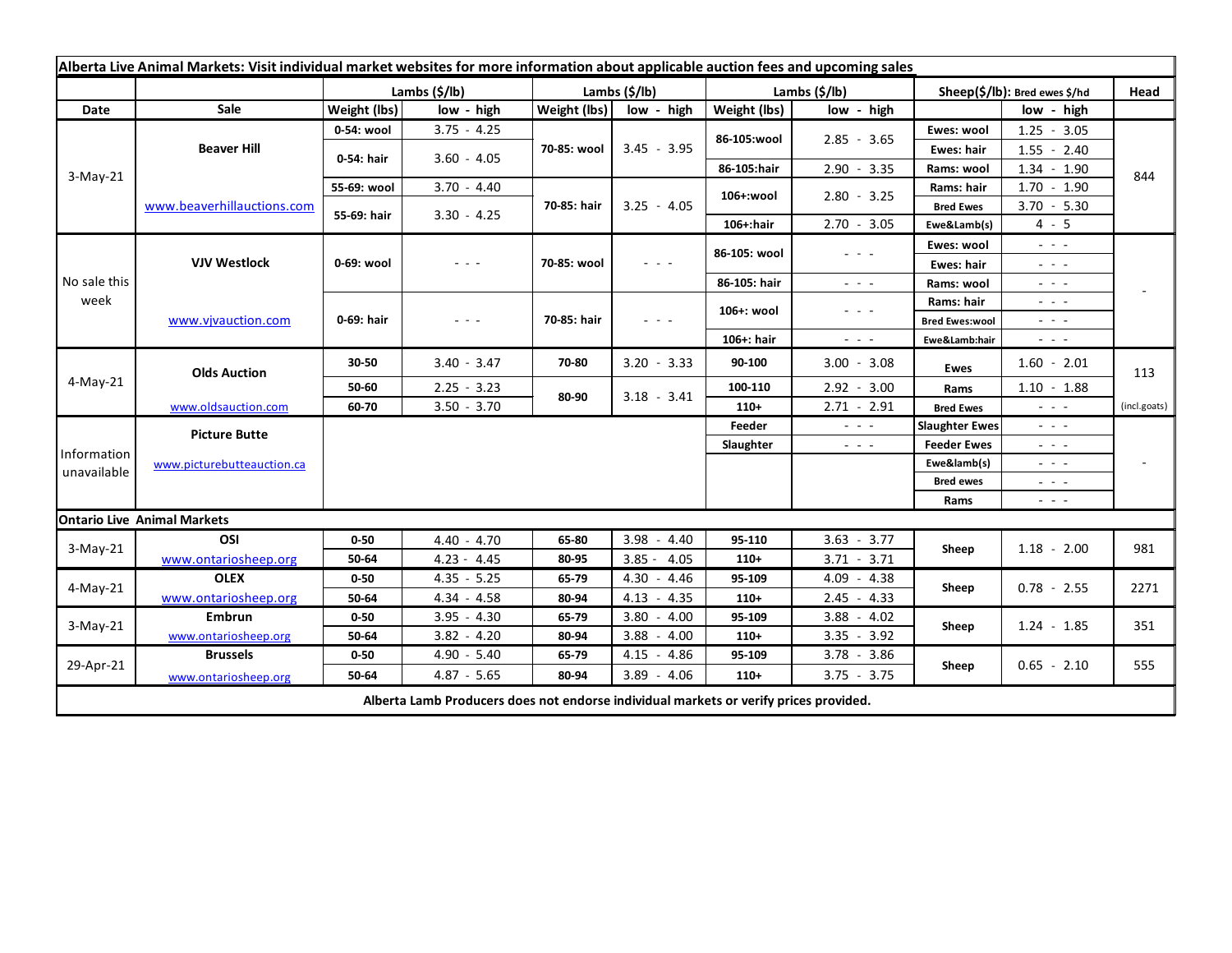**Alberta Live Animal Markets: Visit individual market websites for more information about applicable auction fees and upcoming sales**

| Date | Sale | Lambs ($/lb) | | Lambs ($/lb) | | Lambs ($/lb) | | Sheep($/lb): Bred ewes $/hd | | Head |
|---|---|---|---|---|---|---|---|---|---|---|
| | | Weight (lbs) | low - high | Weight (lbs) | low - high | Weight (lbs) | low - high | | low - high | |
| 3-May-21 | Beaver Hill www.beaverhillauctions.com | 0-54: wool | 3.75 - 4.25 | 70-85: wool | 3.45 - 3.95 | 86-105:wool | 2.85 - 3.65 | Ewes: wool | 1.25 - 3.05 | 844 |
| | | 0-54: hair | 3.60 - 4.05 | | | | | Ewes: hair | 1.55 - 2.40 | |
| | | | | | | 86-105:hair | 2.90 - 3.35 | Rams: wool | 1.34 - 1.90 | |
| | | 55-69: wool | 3.70 - 4.40 | 70-85: hair | 3.25 - 4.05 | 106+:wool | 2.80 - 3.25 | Rams: hair | 1.70 - 1.90 | |
| | | 55-69: hair | 3.30 - 4.25 | | | | | Bred Ewes | 3.70 - 5.30 | |
| | | | | | | 106+:hair | 2.70 - 3.05 | Ewe&Lamb(s) | 4 - 5 | |
| No sale this week | VJV Westlock www.vjvauction.com | 0-69: wool | - - - | 70-85: wool | - - - | 86-105: wool | - - - | Ewes: wool | - - - | - |
| | | | | | | | | Ewes: hair | - - - | |
| | | | | | | 86-105: hair | - - - | Rams: wool | - - - | |
| | | 0-69: hair | - - - | 70-85: hair | - - - | 106+: wool | - - - | Rams: hair | - - - | |
| | | | | | | | | Bred Ewes:wool | - - - | |
| | | | | | | 106+: hair | - - - | Ewe&Lamb:hair | - - - | |
| 4-May-21 | Olds Auction www.oldsauction.com | 30-50 | 3.40 - 3.47 | 70-80 | 3.20 - 3.33 | 90-100 | 3.00 - 3.08 | Ewes | 1.60 - 2.01 | 113 (incl.goats) |
| | | 50-60 | 2.25 - 3.23 | 80-90 | 3.18 - 3.41 | 100-110 | 2.92 - 3.00 | Rams | 1.10 - 1.88 | |
| | | 60-70 | 3.50 - 3.70 | | | 110+ | 2.71 - 2.91 | Bred Ewes | - - - | |
| Information unavailable | Picture Butte www.picturebutteauction.ca | | | | | Feeder | - - - | Slaughter Ewes | - - - | - |
| | | | | | | Slaughter | - - - | Feeder Ewes | - - - | |
| | | | | | | | | Ewe&lamb(s) | - - - | |
| | | | | | | | | Bred ewes | - - - | |
| | | | | | | | | Rams | - - - | |
| **Ontario Live Animal Markets** | | | | | | | | | | |
| 3-May-21 | OSI www.ontariosheep.org | 0-50 | 4.40 - 4.70 | 65-80 | 3.98 - 4.40 | 95-110 | 3.63 - 3.77 | Sheep | 1.18 - 2.00 | 981 |
| | | 50-64 | 4.23 - 4.45 | 80-95 | 3.85 - 4.05 | 110+ | 3.71 - 3.71 | | | |
| 4-May-21 | OLEX www.ontariosheep.org | 0-50 | 4.35 - 5.25 | 65-79 | 4.30 - 4.46 | 95-109 | 4.09 - 4.38 | Sheep | 0.78 - 2.55 | 2271 |
| | | 50-64 | 4.34 - 4.58 | 80-94 | 4.13 - 4.35 | 110+ | 2.45 - 4.33 | | | |
| 3-May-21 | Embrun www.ontariosheep.org | 0-50 | 3.95 - 4.30 | 65-79 | 3.80 - 4.00 | 95-109 | 3.88 - 4.02 | Sheep | 1.24 - 1.85 | 351 |
| | | 50-64 | 3.82 - 4.20 | 80-94 | 3.88 - 4.00 | 110+ | 3.35 - 3.92 | | | |
| 29-Apr-21 | Brussels www.ontariosheep.org | 0-50 | 4.90 - 5.40 | 65-79 | 4.15 - 4.86 | 95-109 | 3.78 - 3.86 | Sheep | 0.65 - 2.10 | 555 |
| | | 50-64 | 4.87 - 5.65 | 80-94 | 3.89 - 4.06 | 110+ | 3.75 - 3.75 | | | |

**Alberta Lamb Producers does not endorse individual markets or verify prices provided.**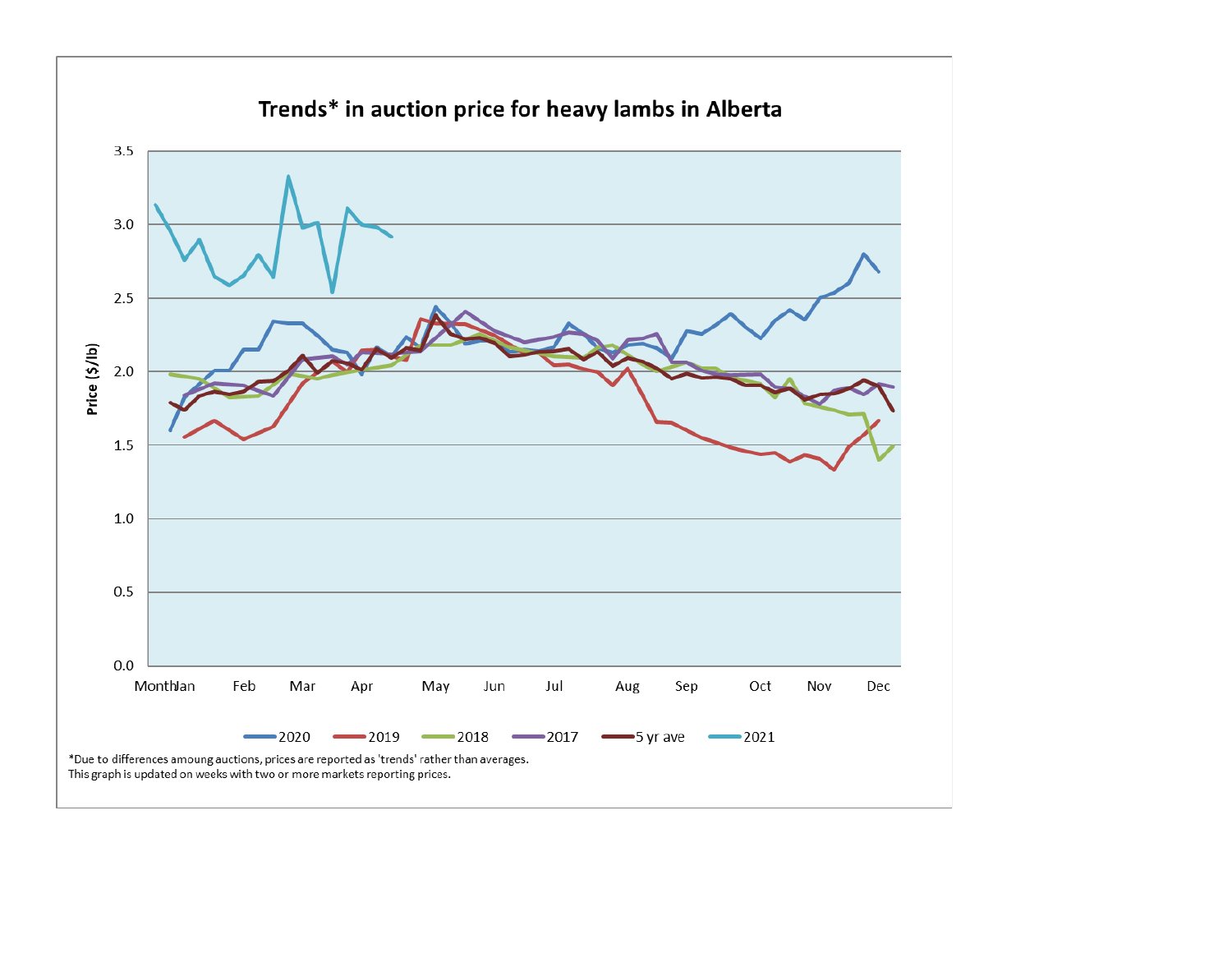## Trends* in auction price for heavy lambs in Alberta

Price ($/lb)

3.5
3.0
2.5
2.0
1.5
1.0
0.5
0.0

Month Jan Feb Mar Apr May Jun Jul Aug Sep Oct Nov Dec

2020 2019 2018 2017 5 yr ave 2021

*Due to differences amoung auctions, prices are reported as 'trends' rather than averages.
This graph is updated on weeks with two or more markets reporting prices.